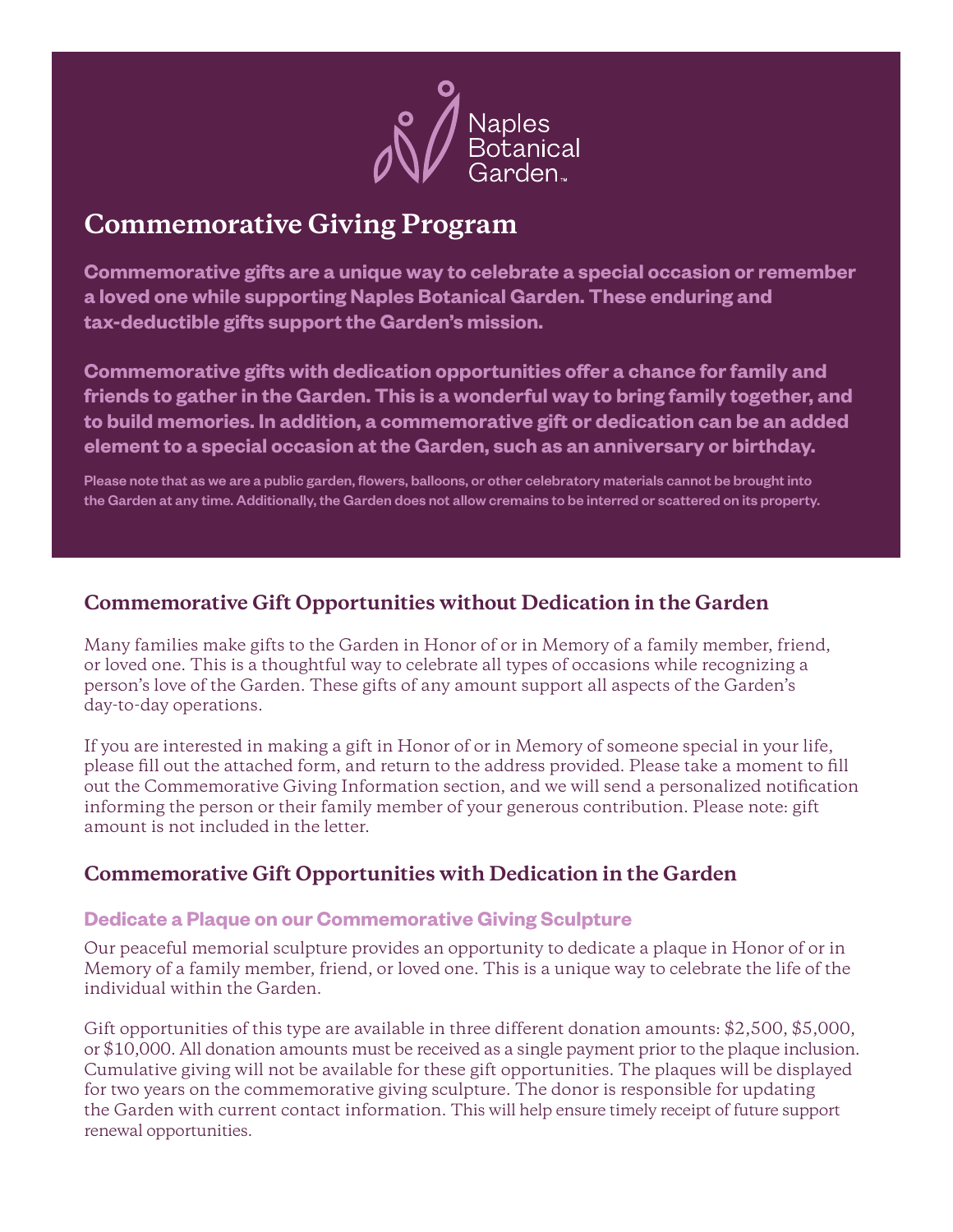Naples Botanical Garden™

# Commemorative Giving Program

**Commemorative gifts are a unique way to celebrate a special occasion or remember a loved one while supporting Naples Botanical Garden. These enduring and tax-deductible gifts support the Garden's mission.**

**Commemorative gifts with dedication opportunities offer a chance for family and friends to gather in the Garden. This is a wonderful way to bring family together, and to build memories. In addition, a commemorative gift or dedication can be an added element to a special occasion at the Garden, such as an anniversary or birthday.**

**Please note that as we are a public garden, flowers, balloons, or other celebratory materials cannot be brought into the Garden at any time. Additionally, the Garden does not allow cremains to be interred or scattered on its property.**

## Commemorative Gift Opportunities without Dedication in the Garden

Many families make gifts to the Garden in Honor of or in Memory of a family member, friend, or loved one. This is a thoughtful way to celebrate all types of occasions while recognizing a person's love of the Garden. These gifts of any amount support all aspects of the Garden's day-to-day operations.

If you are interested in making a gift in Honor of or in Memory of someone special in your life, please fill out the attached form, and return to the address provided. Please take a moment to fill out the Commemorative Giving Information section, and we will send a personalized notification informing the person or their family member of your generous contribution. Please note: gift amount is not included in the letter.

## Commemorative Gift Opportunities with Dedication in the Garden

### Dedicate a Plaque on our Commemorative Giving Sculpture

Our peaceful memorial sculpture provides an opportunity to dedicate a plaque in Honor of or in Memory of a family member, friend, or loved one. This is a unique way to celebrate the life of the individual within the Garden.

Gift opportunities of this type are available in three different donation amounts: $2,500, $5,000, or $10,000. All donation amounts must be received as a single payment prior to the plaque inclusion. Cumulative giving will not be available for these gift opportunities. The plaques will be displayed for two years on the commemorative giving sculpture. The donor is responsible for updating the Garden with current contact information. This will help ensure timely receipt of future support renewal opportunities.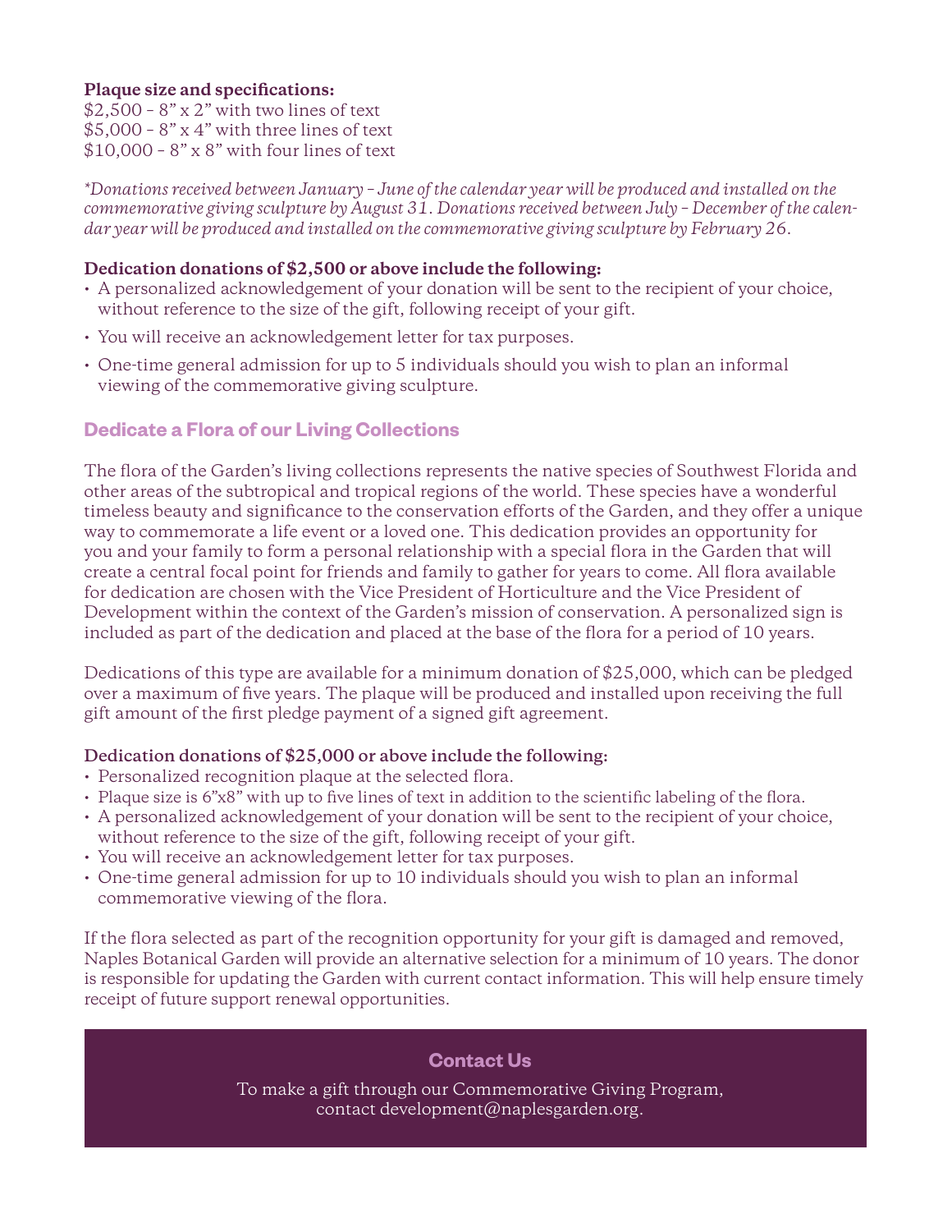**Plaque size and specifications:**
$2,500 – 8” x 2” with two lines of text
$5,000 – 8” x 4” with three lines of text
$10,000 – 8” x 8” with four lines of text

*\*Donations received between January – June of the calendar year will be produced and installed on the commemorative giving sculpture by August 31. Donations received between July – December of the calendar year will be produced and installed on the commemorative giving sculpture by February 26.*

**Dedication donations of $2,500 or above include the following:**

- A personalized acknowledgement of your donation will be sent to the recipient of your choice, without reference to the size of the gift, following receipt of your gift.
- You will receive an acknowledgement letter for tax purposes.
- One-time general admission for up to 5 individuals should you wish to plan an informal viewing of the commemorative giving sculpture.

## Dedicate a Flora of our Living Collections

The flora of the Garden’s living collections represents the native species of Southwest Florida and other areas of the subtropical and tropical regions of the world. These species have a wonderful timeless beauty and significance to the conservation efforts of the Garden, and they offer a unique way to commemorate a life event or a loved one. This dedication provides an opportunity for you and your family to form a personal relationship with a special flora in the Garden that will create a central focal point for friends and family to gather for years to come. All flora available for dedication are chosen with the Vice President of Horticulture and the Vice President of Development within the context of the Garden’s mission of conservation. A personalized sign is included as part of the dedication and placed at the base of the flora for a period of 10 years.

Dedications of this type are available for a minimum donation of $25,000, which can be pledged over a maximum of five years. The plaque will be produced and installed upon receiving the full gift amount of the first pledge payment of a signed gift agreement.

**Dedication donations of $25,000 or above include the following:**

- Personalized recognition plaque at the selected flora.
- Plaque size is 6”x8” with up to five lines of text in addition to the scientific labeling of the flora.
- A personalized acknowledgement of your donation will be sent to the recipient of your choice, without reference to the size of the gift, following receipt of your gift.
- You will receive an acknowledgement letter for tax purposes.
- One-time general admission for up to 10 individuals should you wish to plan an informal commemorative viewing of the flora.

If the flora selected as part of the recognition opportunity for your gift is damaged and removed, Naples Botanical Garden will provide an alternative selection for a minimum of 10 years. The donor is responsible for updating the Garden with current contact information. This will help ensure timely receipt of future support renewal opportunities.

## Contact Us

To make a gift through our Commemorative Giving Program, contact development@naplesgarden.org.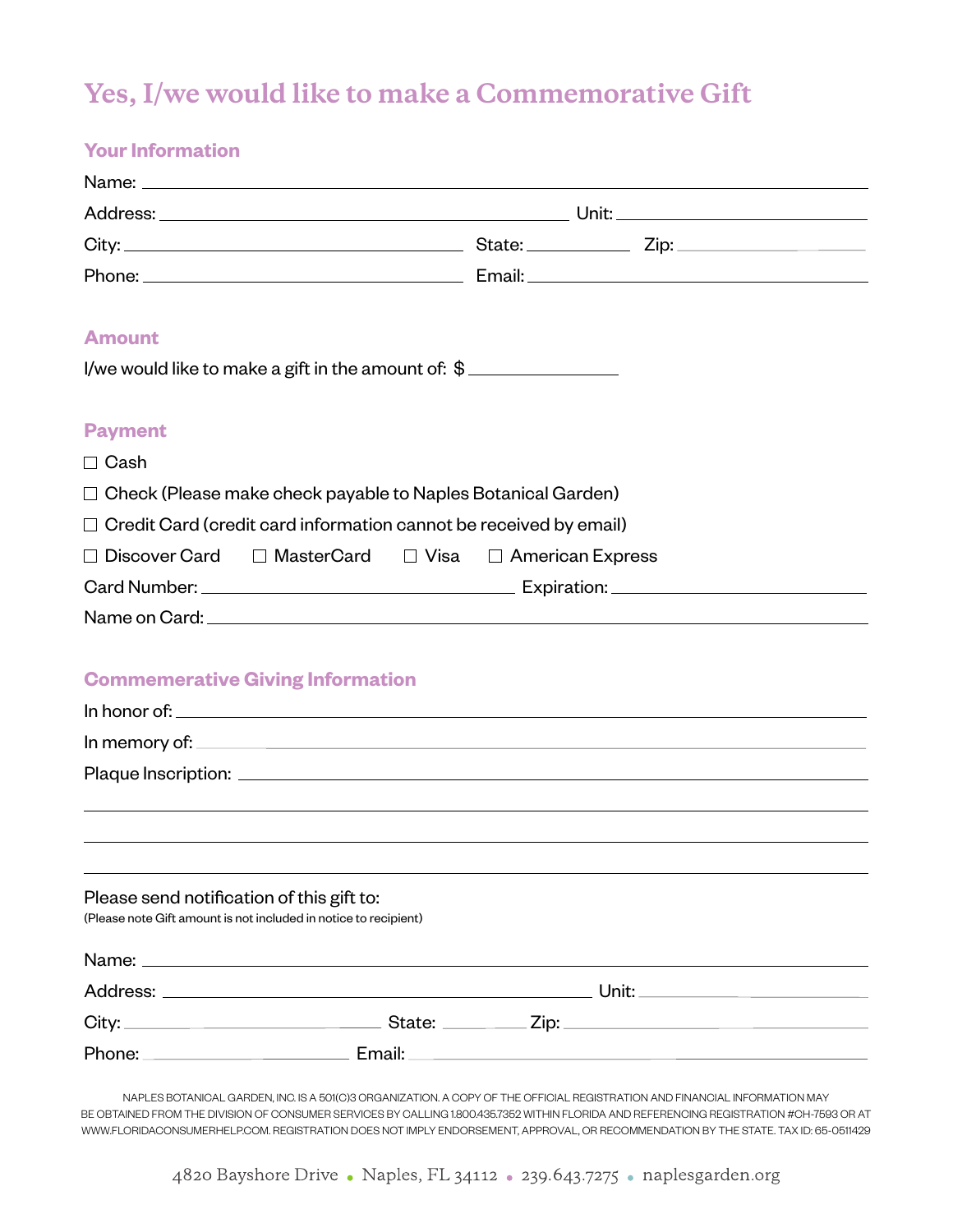# Yes, I/we would like to make a Commemorative Gift

## Your Information

Name: ______________________________

Address: ______________________________ Unit: ______________

City: ____________________ State: __________ Zip: __________

Phone: ____________________ Email: ____________________

## Amount

I/we would like to make a gift in the amount of: $ __________

## Payment

☐ Cash

☐ Check (Please make check payable to Naples Botanical Garden)

☐ Credit Card (credit card information cannot be received by email)

☐ Discover Card ☐ MasterCard ☐ Visa ☐ American Express

Card Number: ____________________ Expiration: ______________

Name on Card: ______________________________

## Commemerative Giving Information

In honor of: ______________________________

In memory of: ______________________________

Plaque Inscription: ______________________________

______________________________

______________________________

______________________________

Please send notification of this gift to:
(Please note Gift amount is not included in notice to recipient)

Name: ______________________________

Address: ______________________________ Unit: ______________

City: ____________________ State: __________ Zip: __________

Phone: ____________________ Email: ____________________

NAPLES BOTANICAL GARDEN, INC. IS A 501(C)3 ORGANIZATION. A COPY OF THE OFFICIAL REGISTRATION AND FINANCIAL INFORMATION MAY BE OBTAINED FROM THE DIVISION OF CONSUMER SERVICES BY CALLING 1.800.435.7352 WITHIN FLORIDA AND REFERENCING REGISTRATION #CH-7593 OR AT WWW.FLORIDACONSUMERHELP.COM. REGISTRATION DOES NOT IMPLY ENDORSEMENT, APPROVAL, OR RECOMMENDATION BY THE STATE. TAX ID: 65-0511429

4820 Bayshore Drive • Naples, FL 34112 • 239.643.7275 • naplesgarden.org